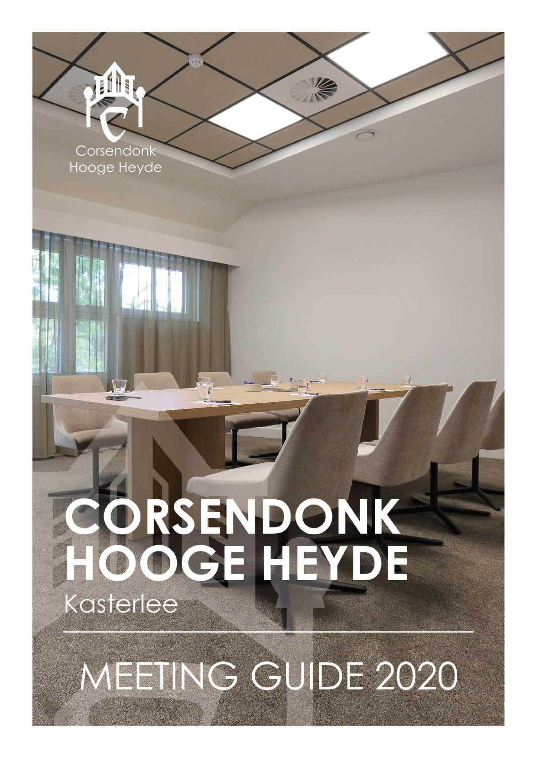Corsendonk
Hooge Heyde

# CORSENDONK HOOGE HEYDE

Kasterlee

## MEETING GUIDE 2020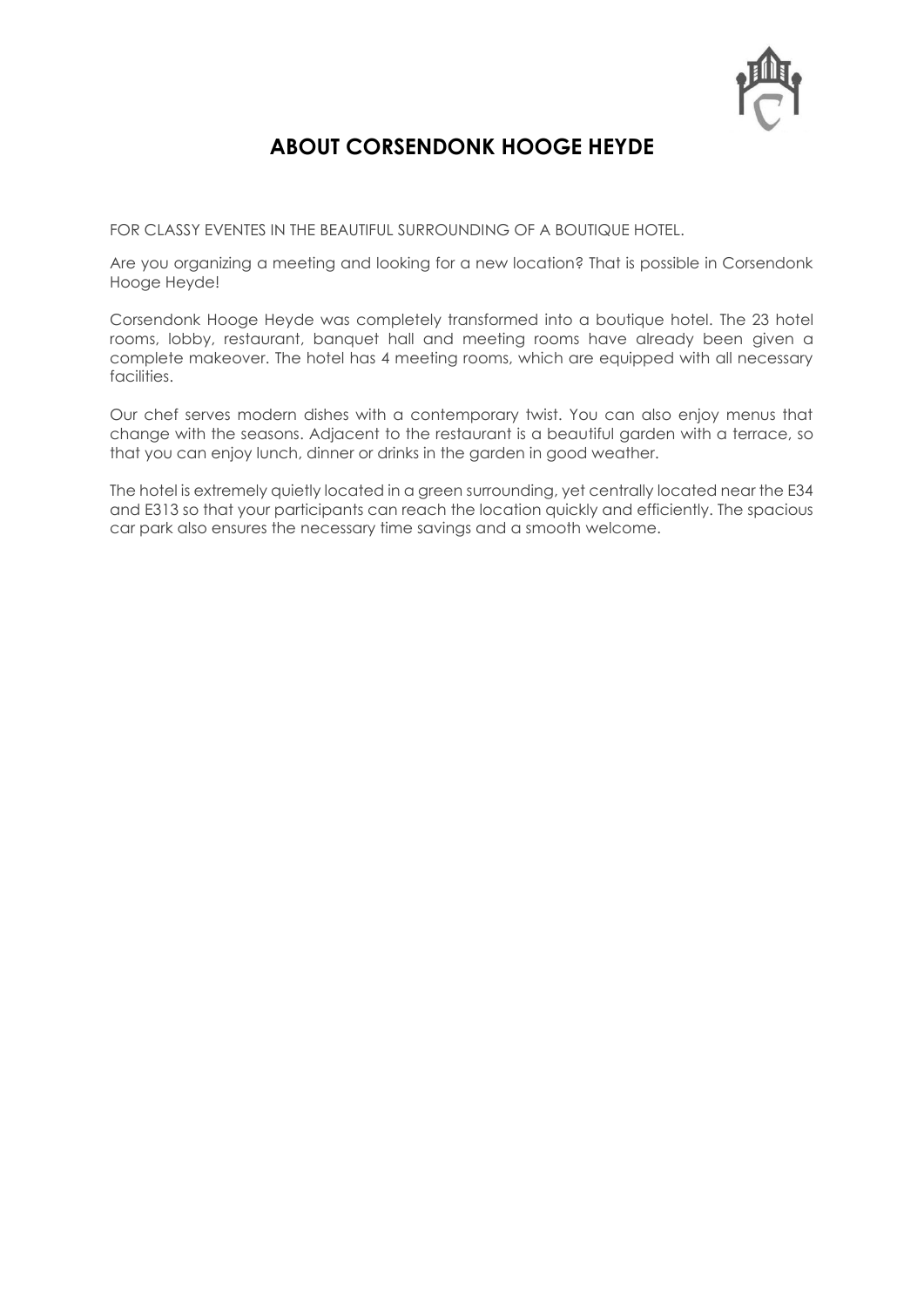# ABOUT CORSENDONK HOOGE HEYDE

FOR CLASSY EVENTES IN THE BEAUTIFUL SURROUNDING OF A BOUTIQUE HOTEL.

Are you organizing a meeting and looking for a new location? That is possible in Corsendonk Hooge Heyde!

Corsendonk Hooge Heyde was completely transformed into a boutique hotel. The 23 hotel rooms, lobby, restaurant, banquet hall and meeting rooms have already been given a complete makeover. The hotel has 4 meeting rooms, which are equipped with all necessary facilities.

Our chef serves modern dishes with a contemporary twist. You can also enjoy menus that change with the seasons. Adjacent to the restaurant is a beautiful garden with a terrace, so that you can enjoy lunch, dinner or drinks in the garden in good weather.

The hotel is extremely quietly located in a green surrounding, yet centrally located near the E34 and E313 so that your participants can reach the location quickly and efficiently. The spacious car park also ensures the necessary time savings and a smooth welcome.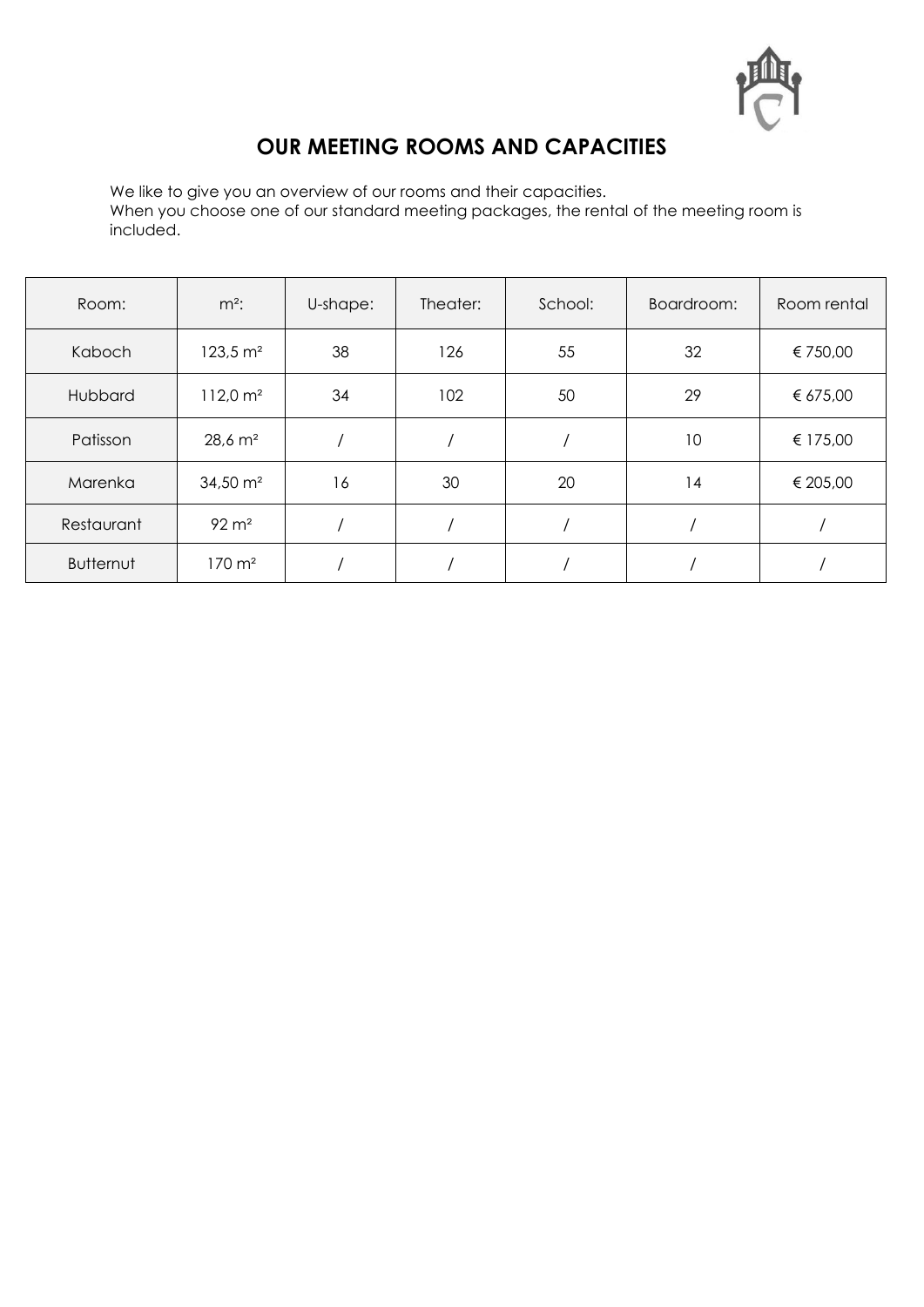# OUR MEETING ROOMS AND CAPACITIES

We like to give you an overview of our rooms and their capacities.
When you choose one of our standard meeting packages, the rental of the meeting room is included.

| Room: | m²: | U-shape: | Theater: | School: | Boardroom: | Room rental |
|---|---|---|---|---|---|---|
| Kaboch | 123,5 m² | 38 | 126 | 55 | 32 | € 750,00 |
| Hubbard | 112,0 m² | 34 | 102 | 50 | 29 | € 675,00 |
| Patisson | 28,6 m² | / | / | / | 10 | € 175,00 |
| Marenka | 34,50 m² | 16 | 30 | 20 | 14 | € 205,00 |
| Restaurant | 92 m² | / | / | / | / | / |
| Butternut | 170 m² | / | / | / | / | / |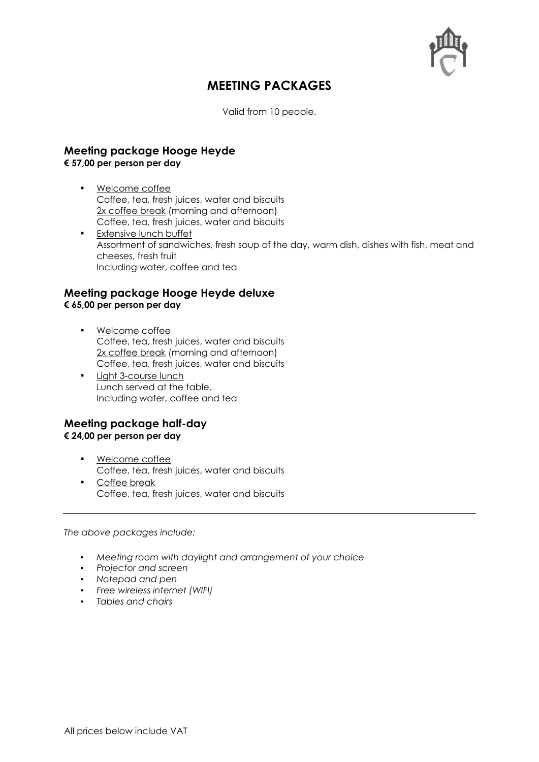# MEETING PACKAGES

Valid from 10 people.

## Meeting package Hooge Heyde

**€ 57,00 per person per day**

- Welcome coffee
  Coffee, tea, fresh juices, water and biscuits
  2x coffee break (morning and afternoon)
  Coffee, tea, fresh juices, water and biscuits
- Extensive lunch buffet
  Assortment of sandwiches, fresh soup of the day, warm dish, dishes with fish, meat and cheeses, fresh fruit
  Including water, coffee and tea

## Meeting package Hooge Heyde deluxe

**€ 65,00 per person per day**

- Welcome coffee
  Coffee, tea, fresh juices, water and biscuits
  2x coffee break (morning and afternoon)
  Coffee, tea, fresh juices, water and biscuits
- Light 3-course lunch
  Lunch served at the table.
  Including water, coffee and tea

## Meeting package half-day

**€ 24,00 per person per day**

- Welcome coffee
  Coffee, tea, fresh juices, water and biscuits
- Coffee break
  Coffee, tea, fresh juices, water and biscuits

---

*The above packages include:*

- *Meeting room with daylight and arrangement of your choice*
- *Projector and screen*
- *Notepad and pen*
- *Free wireless internet (WIFI)*
- *Tables and chairs*

All prices below include VAT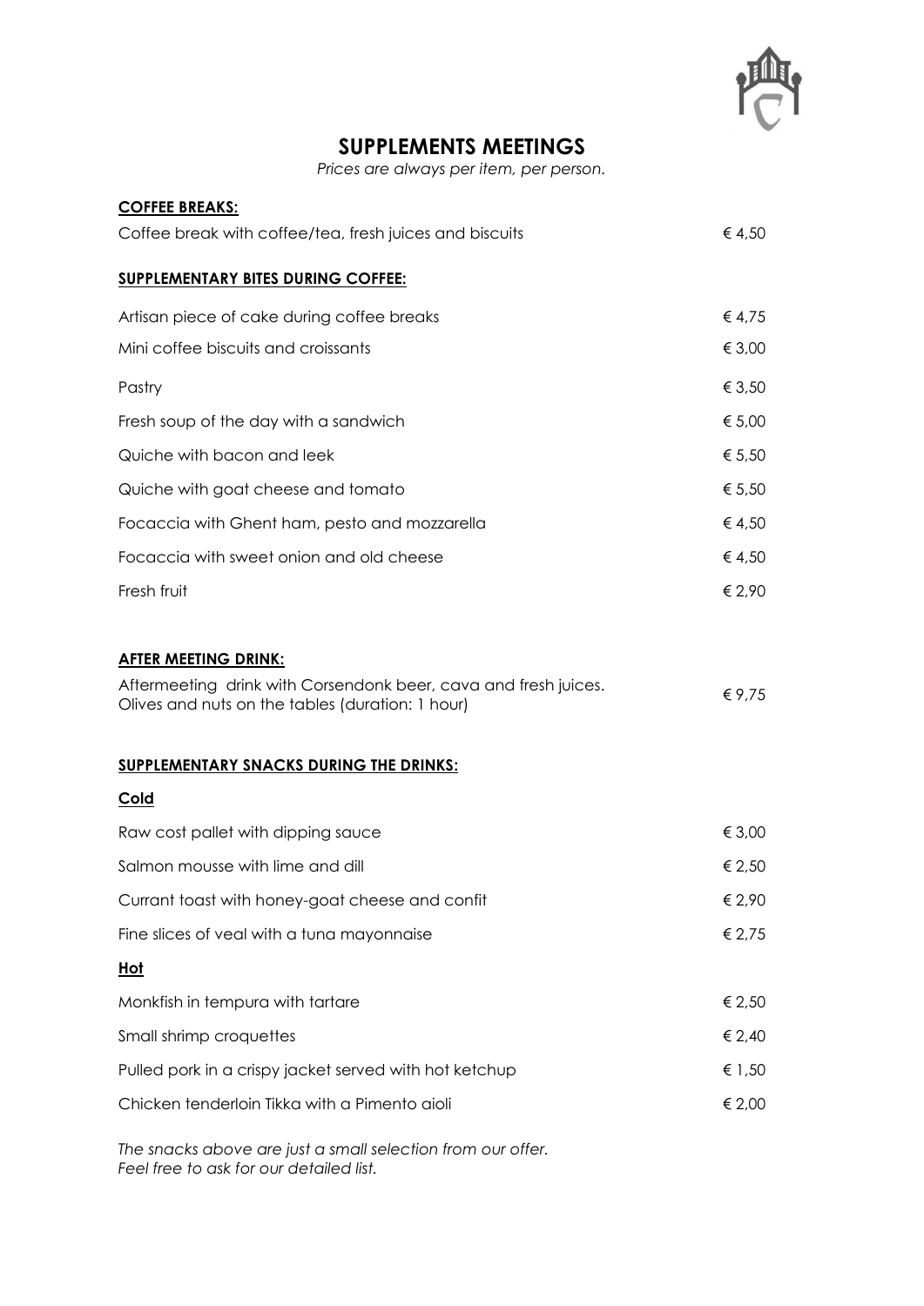# SUPPLEMENTS MEETINGS

*Prices are always per item, per person.*

**COFFEE BREAKS:**

| | |
|---|---|
| Coffee break with coffee/tea, fresh juices and biscuits | € 4,50 |

**SUPPLEMENTARY BITES DURING COFFEE:**

| | |
|---|---|
| Artisan piece of cake during coffee breaks | € 4,75 |
| Mini coffee biscuits and croissants | € 3,00 |
| Pastry | € 3,50 |
| Fresh soup of the day with a sandwich | € 5,00 |
| Quiche with bacon and leek | € 5,50 |
| Quiche with goat cheese and tomato | € 5,50 |
| Focaccia with Ghent ham, pesto and mozzarella | € 4,50 |
| Focaccia with sweet onion and old cheese | € 4,50 |
| Fresh fruit | € 2,90 |

**AFTER MEETING DRINK:**

| | |
|---|---|
| Aftermeeting drink with Corsendonk beer, cava and fresh juices. Olives and nuts on the tables (duration: 1 hour) | € 9,75 |

**SUPPLEMENTARY SNACKS DURING THE DRINKS:**

**Cold**

| | |
|---|---|
| Raw cost pallet with dipping sauce | € 3,00 |
| Salmon mousse with lime and dill | € 2,50 |
| Currant toast with honey-goat cheese and confit | € 2,90 |
| Fine slices of veal with a tuna mayonnaise | € 2,75 |

**Hot**

| | |
|---|---|
| Monkfish in tempura with tartare | € 2,50 |
| Small shrimp croquettes | € 2,40 |
| Pulled pork in a crispy jacket served with hot ketchup | € 1,50 |
| Chicken tenderloin Tikka with a Pimento aioli | € 2,00 |

*The snacks above are just a small selection from our offer.*
*Feel free to ask for our detailed list.*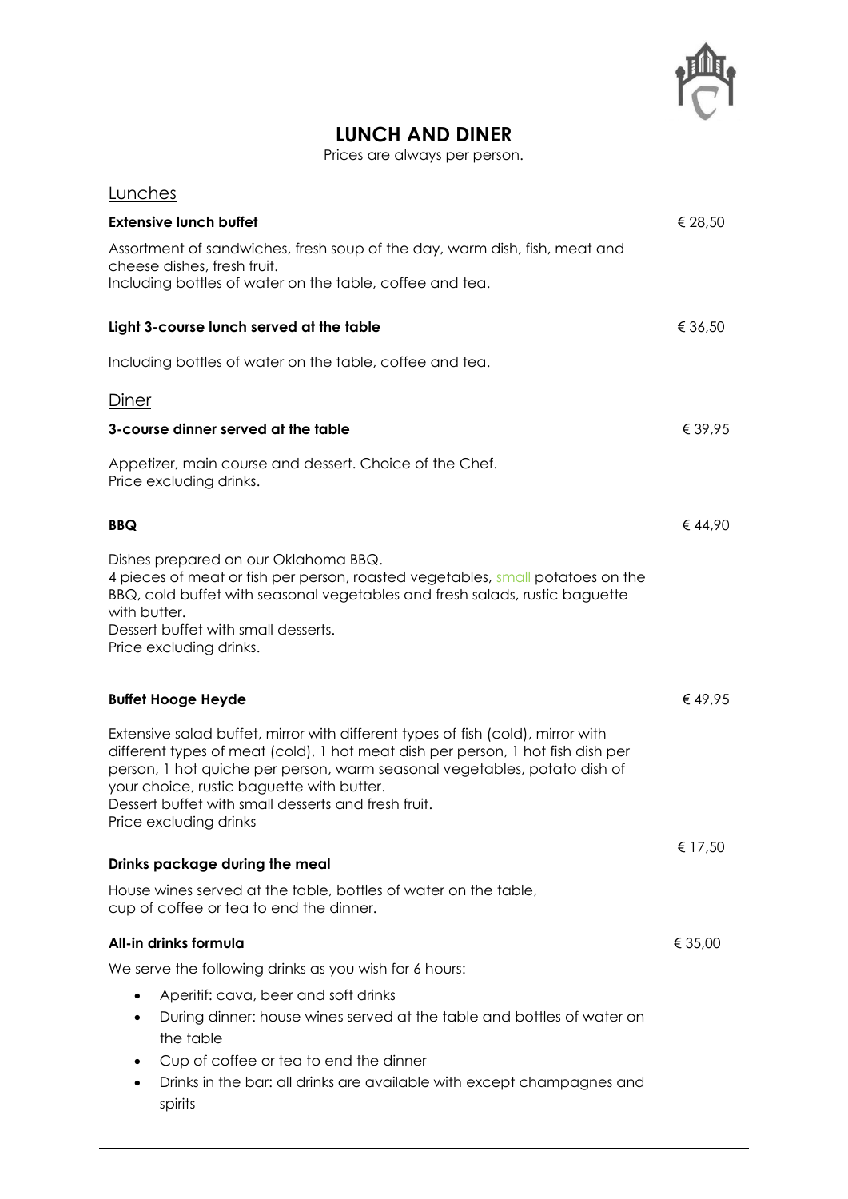# LUNCH AND DINER

Prices are always per person.

## Lunches

**Extensive lunch buffet** € 28,50

Assortment of sandwiches, fresh soup of the day, warm dish, fish, meat and cheese dishes, fresh fruit.
Including bottles of water on the table, coffee and tea.

**Light 3-course lunch served at the table** € 36,50

Including bottles of water on the table, coffee and tea.

## Diner

**3-course dinner served at the table** € 39,95

Appetizer, main course and dessert. Choice of the Chef.
Price excluding drinks.

**BBQ** € 44,90

Dishes prepared on our Oklahoma BBQ.
4 pieces of meat or fish per person, roasted vegetables, small potatoes on the BBQ, cold buffet with seasonal vegetables and fresh salads, rustic baguette with butter.
Dessert buffet with small desserts.
Price excluding drinks.

**Buffet Hooge Heyde** € 49,95

Extensive salad buffet, mirror with different types of fish (cold), mirror with different types of meat (cold), 1 hot meat dish per person, 1 hot fish dish per person, 1 hot quiche per person, warm seasonal vegetables, potato dish of your choice, rustic baguette with butter.
Dessert buffet with small desserts and fresh fruit.
Price excluding drinks

**Drinks package during the meal** € 17,50

House wines served at the table, bottles of water on the table, cup of coffee or tea to end the dinner.

**All-in drinks formula** € 35,00

We serve the following drinks as you wish for 6 hours:

- Aperitif: cava, beer and soft drinks
- During dinner: house wines served at the table and bottles of water on the table
- Cup of coffee or tea to end the dinner
- Drinks in the bar: all drinks are available with except champagnes and spirits